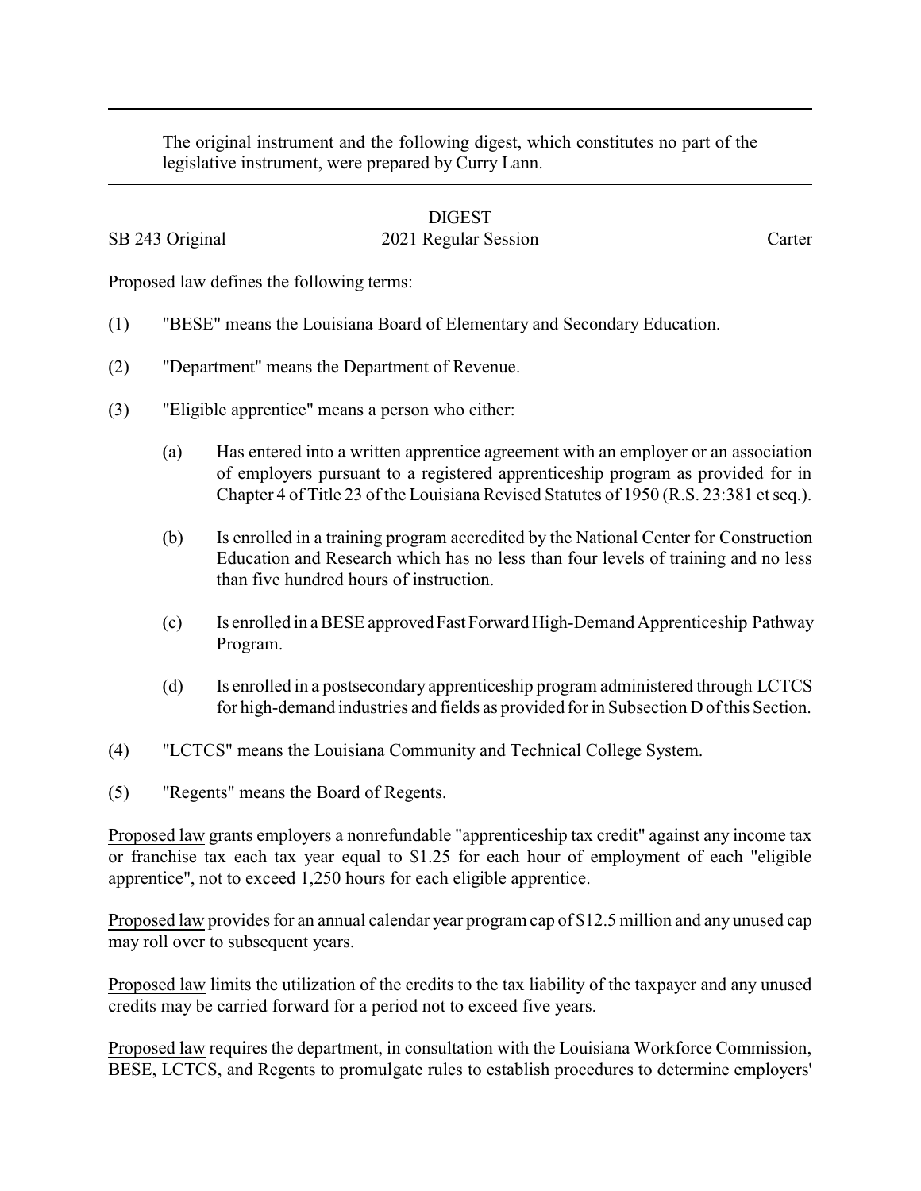The original instrument and the following digest, which constitutes no part of the legislative instrument, were prepared by Curry Lann.

DIGEST

SB 243 Original 2021 Regular Session Carter

Proposed law defines the following terms:

(1) "BESE" means the Louisiana Board of Elementary and Secondary Education.

(2) "Department" means the Department of Revenue.

(3) "Eligible apprentice" means a person who either:

(a) Has entered into a written apprentice agreement with an employer or an association of employers pursuant to a registered apprenticeship program as provided for in Chapter 4 of Title 23 of the Louisiana Revised Statutes of 1950 (R.S. 23:381 et seq.).

(b) Is enrolled in a training program accredited by the National Center for Construction Education and Research which has no less than four levels of training and no less than five hundred hours of instruction.

(c) Is enrolled in a BESE approved Fast Forward High-Demand Apprenticeship Pathway Program.

(d) Is enrolled in a postsecondary apprenticeship program administered through LCTCS for high-demand industries and fields as provided for in Subsection D of this Section.

(4) "LCTCS" means the Louisiana Community and Technical College System.

(5) "Regents" means the Board of Regents.

Proposed law grants employers a nonrefundable "apprenticeship tax credit" against any income tax or franchise tax each tax year equal to $1.25 for each hour of employment of each "eligible apprentice", not to exceed 1,250 hours for each eligible apprentice.

Proposed law provides for an annual calendar year program cap of $12.5 million and any unused cap may roll over to subsequent years.

Proposed law limits the utilization of the credits to the tax liability of the taxpayer and any unused credits may be carried forward for a period not to exceed five years.

Proposed law requires the department, in consultation with the Louisiana Workforce Commission, BESE, LCTCS, and Regents to promulgate rules to establish procedures to determine employers'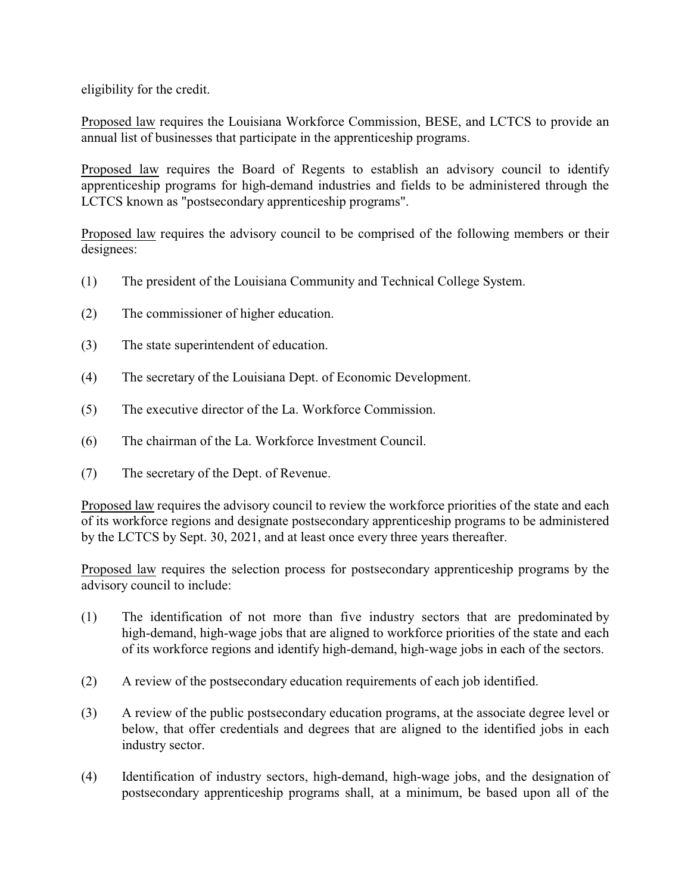eligibility for the credit.

Proposed law requires the Louisiana Workforce Commission, BESE, and LCTCS to provide an annual list of businesses that participate in the apprenticeship programs.

Proposed law requires the Board of Regents to establish an advisory council to identify apprenticeship programs for high-demand industries and fields to be administered through the LCTCS known as "postsecondary apprenticeship programs".

Proposed law requires the advisory council to be comprised of the following members or their designees:

(1) The president of the Louisiana Community and Technical College System.

(2) The commissioner of higher education.

(3) The state superintendent of education.

(4) The secretary of the Louisiana Dept. of Economic Development.

(5) The executive director of the La. Workforce Commission.

(6) The chairman of the La. Workforce Investment Council.

(7) The secretary of the Dept. of Revenue.

Proposed law requires the advisory council to review the workforce priorities of the state and each of its workforce regions and designate postsecondary apprenticeship programs to be administered by the LCTCS by Sept. 30, 2021, and at least once every three years thereafter.

Proposed law requires the selection process for postsecondary apprenticeship programs by the advisory council to include:

(1) The identification of not more than five industry sectors that are predominated by high-demand, high-wage jobs that are aligned to workforce priorities of the state and each of its workforce regions and identify high-demand, high-wage jobs in each of the sectors.

(2) A review of the postsecondary education requirements of each job identified.

(3) A review of the public postsecondary education programs, at the associate degree level or below, that offer credentials and degrees that are aligned to the identified jobs in each industry sector.

(4) Identification of industry sectors, high-demand, high-wage jobs, and the designation of postsecondary apprenticeship programs shall, at a minimum, be based upon all of the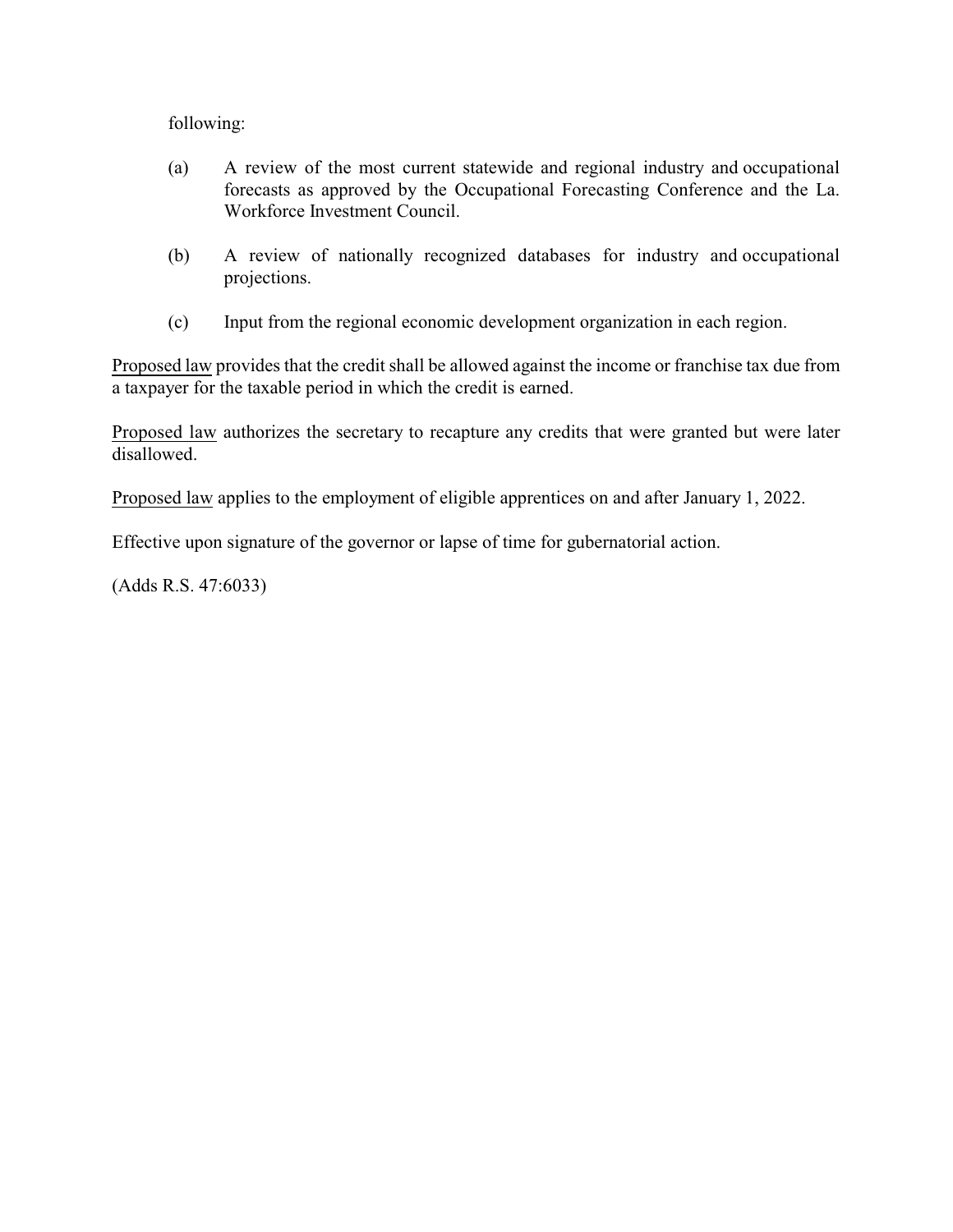following:

(a) A review of the most current statewide and regional industry and occupational forecasts as approved by the Occupational Forecasting Conference and the La. Workforce Investment Council.

(b) A review of nationally recognized databases for industry and occupational projections.

(c) Input from the regional economic development organization in each region.

Proposed law provides that the credit shall be allowed against the income or franchise tax due from a taxpayer for the taxable period in which the credit is earned.

Proposed law authorizes the secretary to recapture any credits that were granted but were later disallowed.

Proposed law applies to the employment of eligible apprentices on and after January 1, 2022.

Effective upon signature of the governor or lapse of time for gubernatorial action.

(Adds R.S. 47:6033)